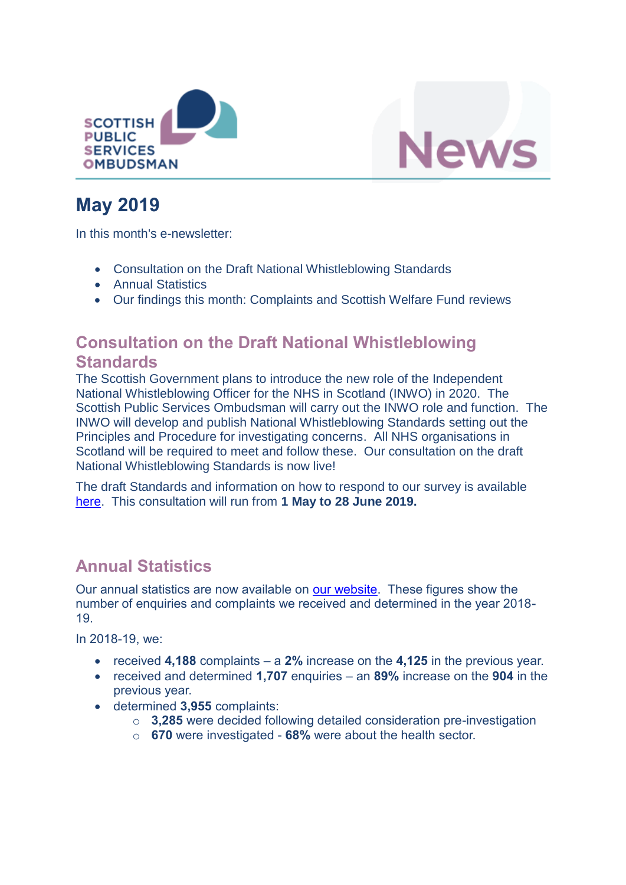SCOTTISH PUBLIC SERVICES OMBUDSMAN

News

# May 2019

In this month's e-newsletter:

- Consultation on the Draft National Whistleblowing Standards
- Annual Statistics
- Our findings this month: Complaints and Scottish Welfare Fund reviews

## Consultation on the Draft National Whistleblowing Standards

The Scottish Government plans to introduce the new role of the Independent National Whistleblowing Officer for the NHS in Scotland (INWO) in 2020. The Scottish Public Services Ombudsman will carry out the INWO role and function. The INWO will develop and publish National Whistleblowing Standards setting out the Principles and Procedure for investigating concerns. All NHS organisations in Scotland will be required to meet and follow these. Our consultation on the draft National Whistleblowing Standards is now live!

The draft Standards and information on how to respond to our survey is available here. This consultation will run from **1 May to 28 June 2019.**

## Annual Statistics

Our annual statistics are now available on our website. These figures show the number of enquiries and complaints we received and determined in the year 2018-19.

In 2018-19, we:

- received **4,188** complaints – a **2%** increase on the **4,125** in the previous year.
- received and determined **1,707** enquiries – an **89%** increase on the **904** in the previous year.
- determined **3,955** complaints:
  - **3,285** were decided following detailed consideration pre-investigation
  - **670** were investigated - **68%** were about the health sector.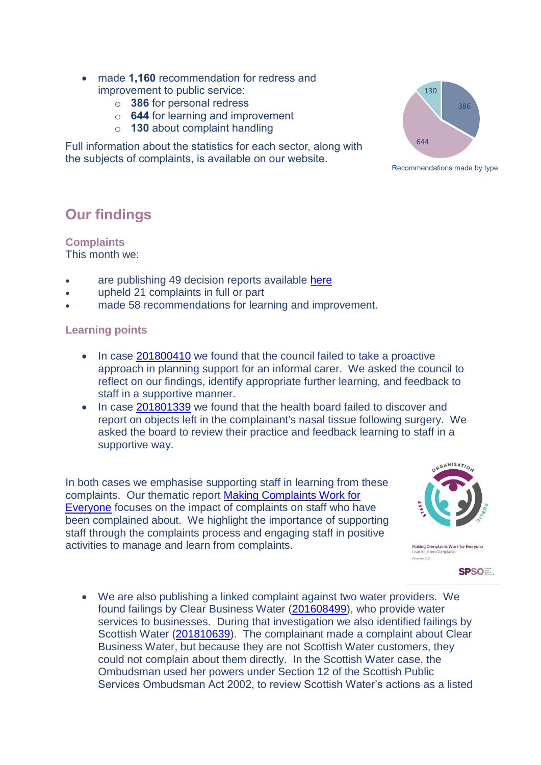- made **1,160** recommendation for redress and improvement to public service:
  - **386** for personal redress
  - **644** for learning and improvement
  - **130** about complaint handling

Full information about the statistics for each sector, along with the subjects of complaints, is available on our website.

130
386
644

Recommendations made by type

## Our findings

### Complaints

This month we:

- are publishing 49 decision reports available here
- upheld 21 complaints in full or part
- made 58 recommendations for learning and improvement.

### Learning points

- In case 201800410 we found that the council failed to take a proactive approach in planning support for an informal carer. We asked the council to reflect on our findings, identify appropriate further learning, and feedback to staff in a supportive manner.
- In case 201801339 we found that the health board failed to discover and report on objects left in the complainant's nasal tissue following surgery. We asked the board to review their practice and feedback learning to staff in a supportive way.

In both cases we emphasise supporting staff in learning from these complaints. Our thematic report Making Complaints Work for Everyone focuses on the impact of complaints on staff who have been complained about. We highlight the importance of supporting staff through the complaints process and engaging staff in positive activities to manage and learn from complaints.

- We are also publishing a linked complaint against two water providers. We found failings by Clear Business Water (201608499), who provide water services to businesses. During that investigation we also identified failings by Scottish Water (201810639). The complainant made a complaint about Clear Business Water, but because they are not Scottish Water customers, they could not complain about them directly. In the Scottish Water case, the Ombudsman used her powers under Section 12 of the Scottish Public Services Ombudsman Act 2002, to review Scottish Water's actions as a listed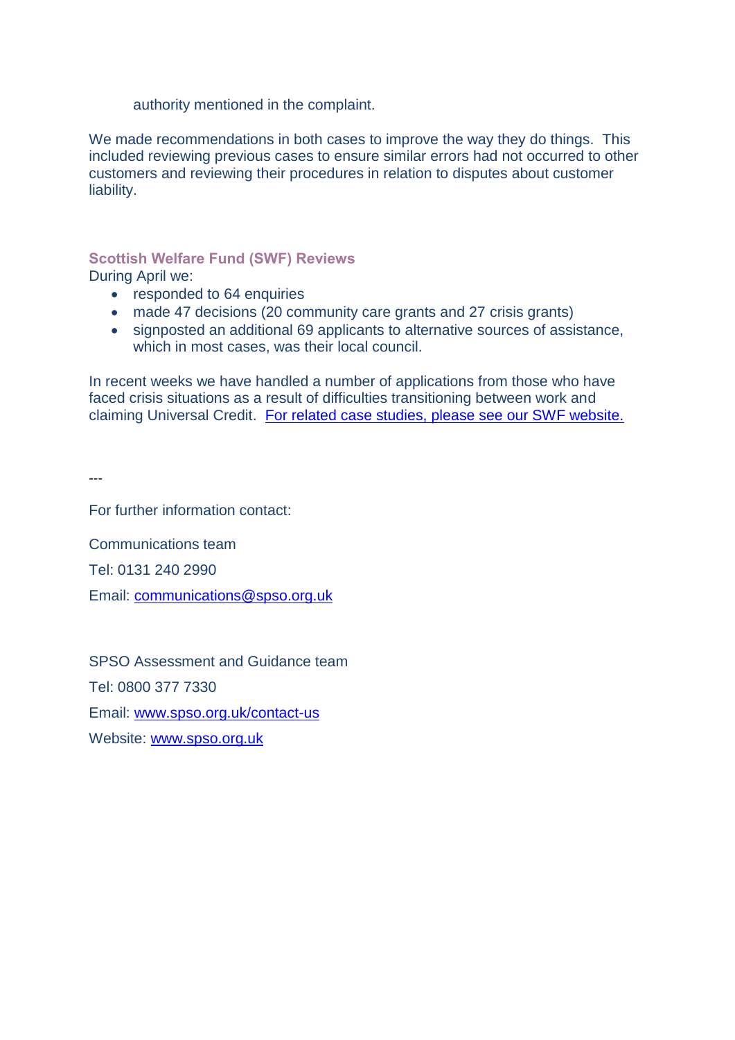authority mentioned in the complaint.

We made recommendations in both cases to improve the way they do things. This included reviewing previous cases to ensure similar errors had not occurred to other customers and reviewing their procedures in relation to disputes about customer liability.

### Scottish Welfare Fund (SWF) Reviews

During April we:

- responded to 64 enquiries
- made 47 decisions (20 community care grants and 27 crisis grants)
- signposted an additional 69 applicants to alternative sources of assistance, which in most cases, was their local council.

In recent weeks we have handled a number of applications from those who have faced crisis situations as a result of difficulties transitioning between work and claiming Universal Credit. For related case studies, please see our SWF website.

---

For further information contact:

Communications team

Tel: 0131 240 2990

Email: communications@spso.org.uk

SPSO Assessment and Guidance team

Tel: 0800 377 7330

Email: www.spso.org.uk/contact-us

Website: www.spso.org.uk